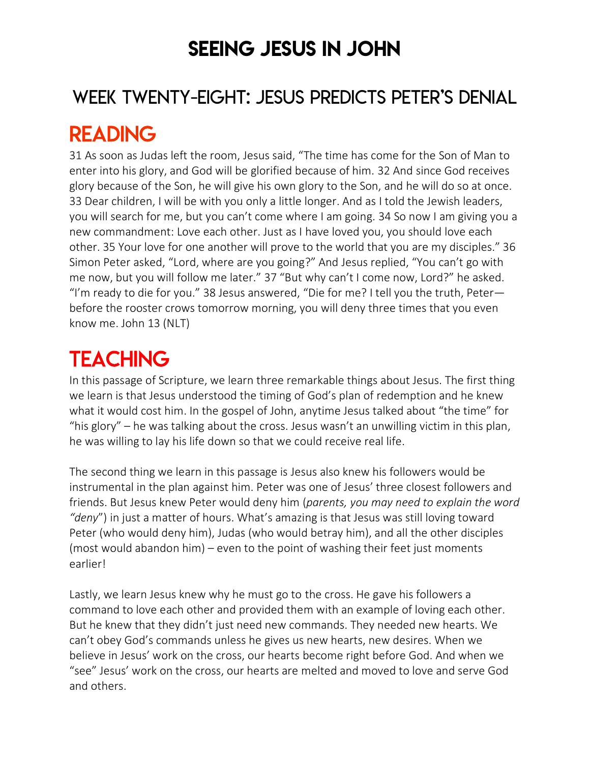# SEEING JESUS IN JOHN

## WEEK TWENTY-EIGHT: JESUS PREDICTS PETER'S DENIAL

## READING

31 As soon as Judas left the room, Jesus said, "The time has come for the Son of Man to enter into his glory, and God will be glorified because of him. 32 And since God receives glory because of the Son, he will give his own glory to the Son, and he will do so at once. 33 Dear children, I will be with you only a little longer. And as I told the Jewish leaders, you will search for me, but you can't come where I am going. 34 So now I am giving you a new commandment: Love each other. Just as I have loved you, you should love each other. 35 Your love for one another will prove to the world that you are my disciples." 36 Simon Peter asked, "Lord, where are you going?" And Jesus replied, "You can't go with me now, but you will follow me later." 37 "But why can't I come now, Lord?" he asked. "I'm ready to die for you." 38 Jesus answered, "Die for me? I tell you the truth, Peter—before the rooster crows tomorrow morning, you will deny three times that you even know me. John 13 (NLT)

## TEACHING

In this passage of Scripture, we learn three remarkable things about Jesus. The first thing we learn is that Jesus understood the timing of God's plan of redemption and he knew what it would cost him. In the gospel of John, anytime Jesus talked about "the time" for "his glory" – he was talking about the cross. Jesus wasn't an unwilling victim in this plan, he was willing to lay his life down so that we could receive real life.

The second thing we learn in this passage is Jesus also knew his followers would be instrumental in the plan against him. Peter was one of Jesus' three closest followers and friends. But Jesus knew Peter would deny him (*parents, you may need to explain the word "deny"*) in just a matter of hours. What's amazing is that Jesus was still loving toward Peter (who would deny him), Judas (who would betray him), and all the other disciples (most would abandon him) – even to the point of washing their feet just moments earlier!

Lastly, we learn Jesus knew why he must go to the cross. He gave his followers a command to love each other and provided them with an example of loving each other. But he knew that they didn't just need new commands. They needed new hearts. We can't obey God's commands unless he gives us new hearts, new desires. When we believe in Jesus' work on the cross, our hearts become right before God. And when we "see" Jesus' work on the cross, our hearts are melted and moved to love and serve God and others.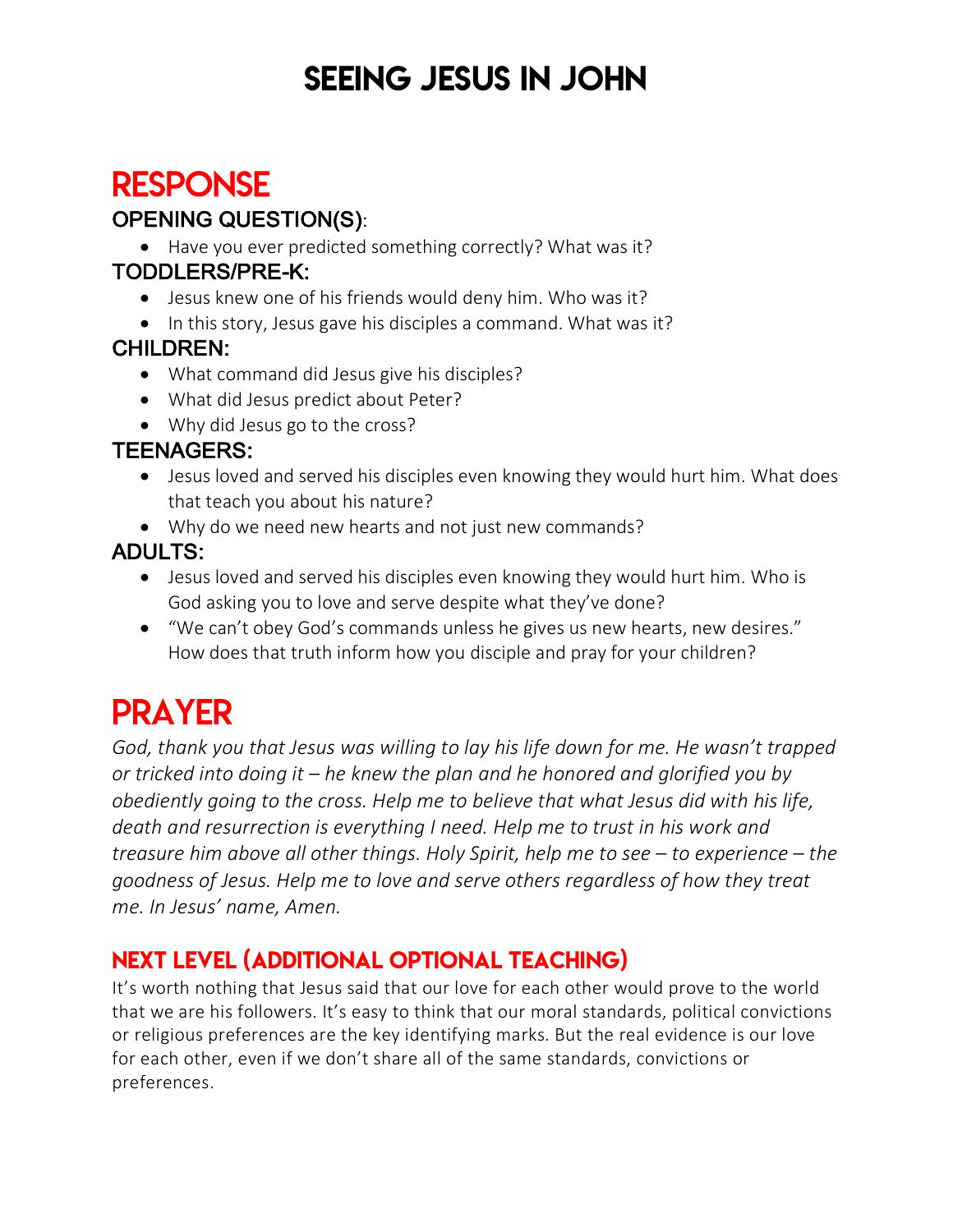# SEEING JESUS IN JOHN

## RESPONSE

### OPENING QUESTION(S):

- Have you ever predicted something correctly? What was it?

### TODDLERS/PRE-K:

- Jesus knew one of his friends would deny him. Who was it?
- In this story, Jesus gave his disciples a command. What was it?

### CHILDREN:

- What command did Jesus give his disciples?
- What did Jesus predict about Peter?
- Why did Jesus go to the cross?

### TEENAGERS:

- Jesus loved and served his disciples even knowing they would hurt him. What does that teach you about his nature?
- Why do we need new hearts and not just new commands?

### ADULTS:

- Jesus loved and served his disciples even knowing they would hurt him. Who is God asking you to love and serve despite what they've done?
- "We can't obey God's commands unless he gives us new hearts, new desires." How does that truth inform how you disciple and pray for your children?

## PRAYER

*God, thank you that Jesus was willing to lay his life down for me. He wasn't trapped or tricked into doing it – he knew the plan and he honored and glorified you by obediently going to the cross. Help me to believe that what Jesus did with his life, death and resurrection is everything I need. Help me to trust in his work and treasure him above all other things. Holy Spirit, help me to see – to experience – the goodness of Jesus. Help me to love and serve others regardless of how they treat me. In Jesus' name, Amen.*

### NEXT LEVEL (ADDITIONAL OPTIONAL TEACHING)

It's worth nothing that Jesus said that our love for each other would prove to the world that we are his followers. It's easy to think that our moral standards, political convictions or religious preferences are the key identifying marks. But the real evidence is our love for each other, even if we don't share all of the same standards, convictions or preferences.